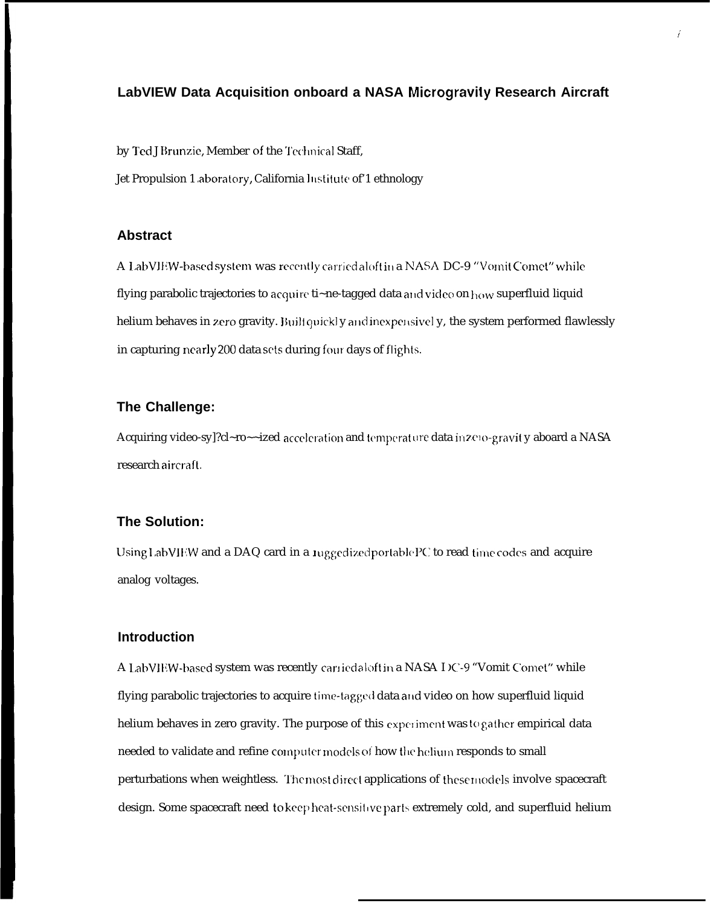# LabVIEW Data Acquisition onboard a NASA Microgravity Research Aircraft

by Ted J Brunzie, Member of the Technical Staff,

Jet Propulsion Laboratory, California Institute of Technology

## Abstract

A LabVIEW-based system was recently carried aloft in a NASA DC-9 "Vomit Comet" while flying parabolic trajectories to acquire time-tagged data and video on how superfluid liquid helium behaves in zero gravity. Built quickly and inexpensively, the system performed flawlessly in capturing nearly 200 data sets during four days of flights.

## The Challenge:

Acquiring video-synchronized acceleration and temperature data in zero-gravity aboard a NASA research aircraft.

## The Solution:

Using LabVIEW and a DAQ card in a ruggedized portable PC to read time codes and acquire analog voltages.

## Introduction

A LabVIEW-based system was recently carried aloft in a NASA DC-9 "Vomit Comet" while flying parabolic trajectories to acquire time-tagged data and video on how superfluid liquid helium behaves in zero gravity. The purpose of this experiment was to gather empirical data needed to validate and refine computer models of how the helium responds to small perturbations when weightless. The most direct applications of these models involve spacecraft design. Some spacecraft need to keep heat-sensitive parts extremely cold, and superfluid helium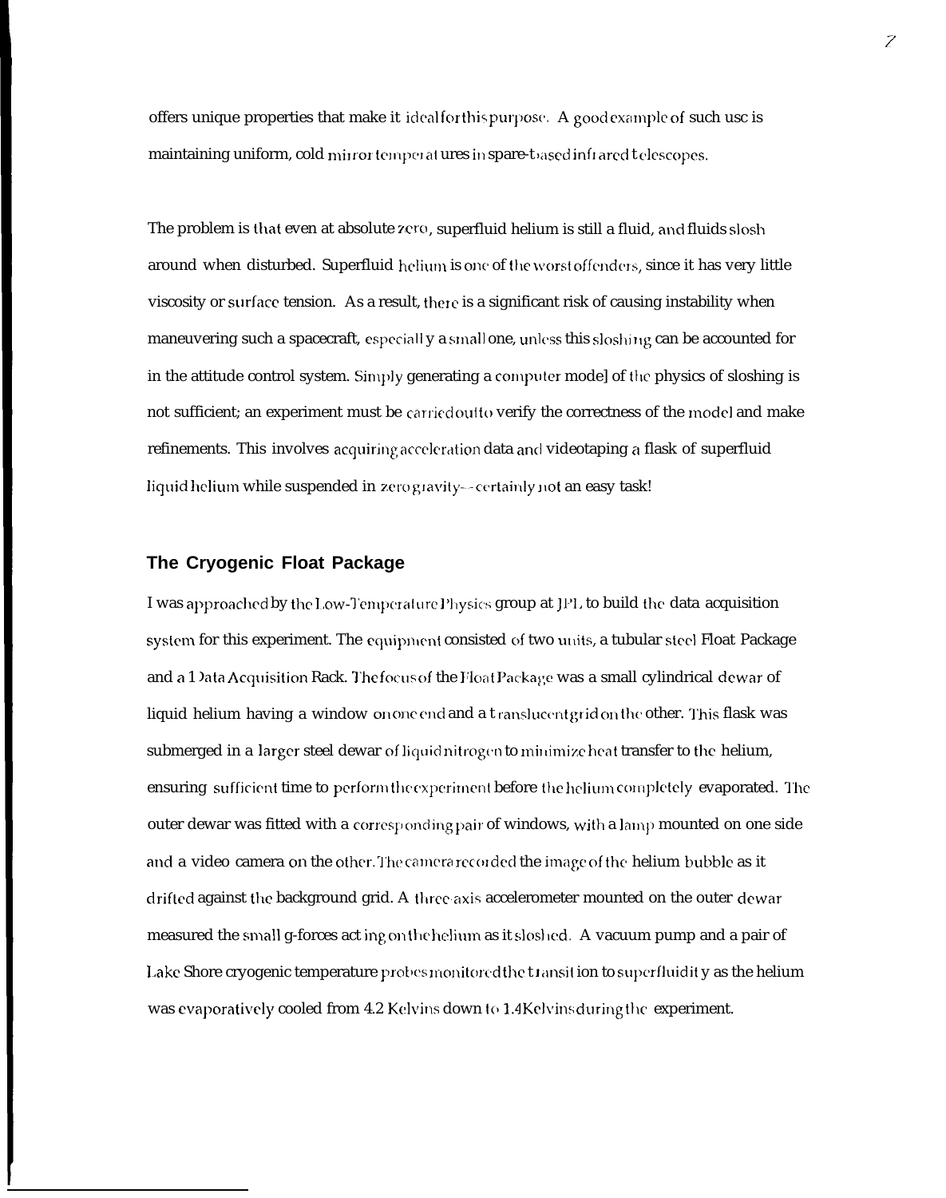offers unique properties that make it ideal for this purpose. A good example of such usc is maintaining uniform, cold mirror temperatures in spare-based infrared telescopes.

The problem is that even at absolute zero, superfluid helium is still a fluid, and fluids slosh around when disturbed. Superfluid helium is one of the worst offenders, since it has very little viscosity or surface tension. As a result, there is a significant risk of causing instability when maneuvering such a spacecraft, especially a small one, unless this sloshing can be accounted for in the attitude control system. Simply generating a computer mode] of the physics of sloshing is not sufficient; an experiment must be carried out to verify the correctness of the model and make refinements. This involves acquiring acceleration data and videotaping a flask of superfluid liquid helium while suspended in zero gravity--certainly not an easy task!

## The Cryogenic Float Package

I was approached by the Low-Temperature Physics group at JPL to build the data acquisition system for this experiment. The equipment consisted of two units, a tubular steel Float Package and a Data Acquisition Rack. The focus of the Float Package was a small cylindrical dewar of liquid helium having a window on one end and a translucent grid on the other. This flask was submerged in a larger steel dewar of liquid nitrogen to minimize heat transfer to the helium, ensuring sufficient time to perform the experiment before the helium completely evaporated. The outer dewar was fitted with a corresponding pair of windows, with a lamp mounted on one side and a video camera on the other. The camera recorded the image of the helium bubble as it drifted against the background grid. A three-axis accelerometer mounted on the outer dewar measured the small g-forces acting on the helium as it sloshed. A vacuum pump and a pair of Lake Shore cryogenic temperature probes monitored the transition to superfluidity as the helium was evaporatively cooled from 4.2 Kelvins down to 1.4 Kelvins during the experiment.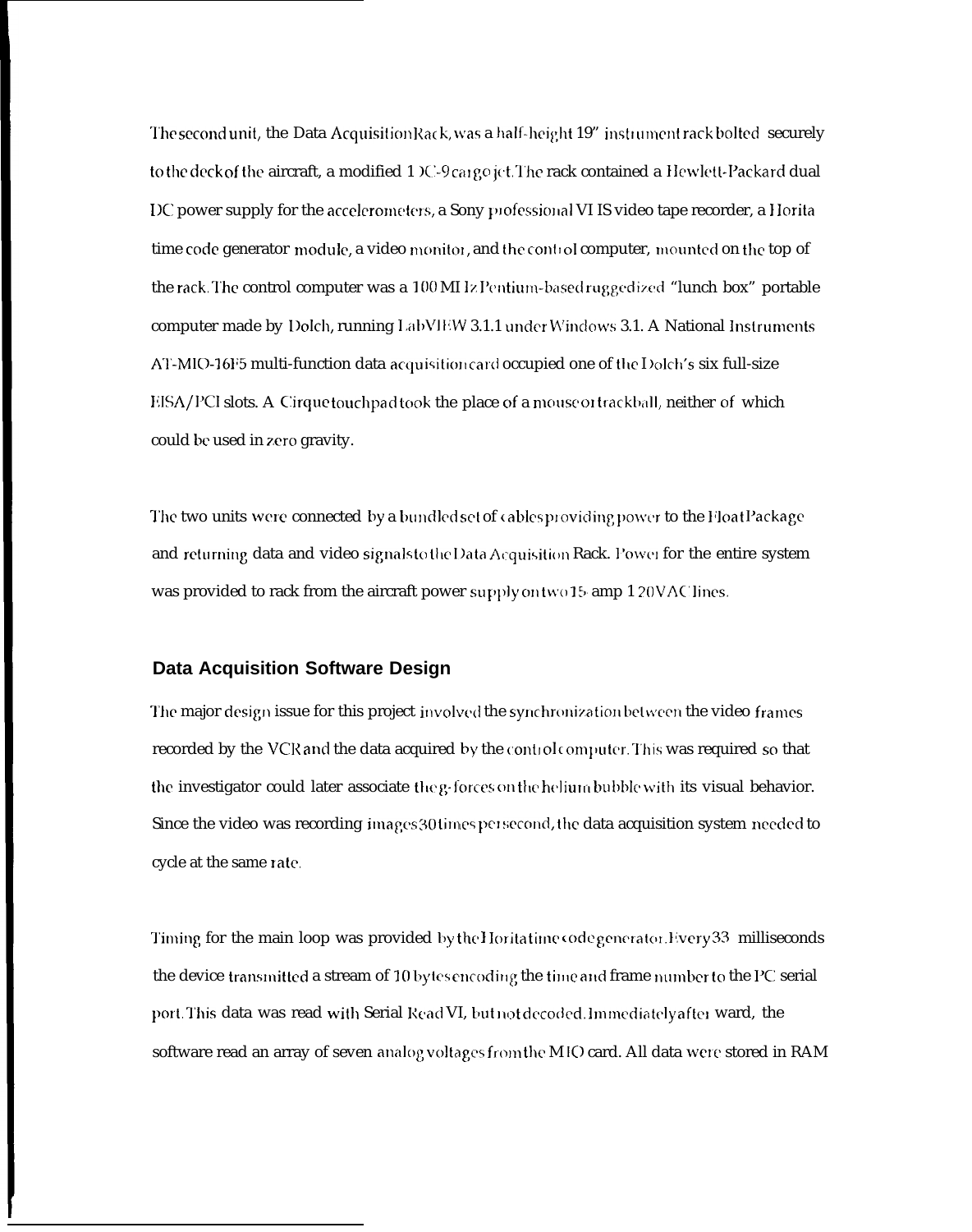The second unit, the Data Acquisition Rack, was a half-height 19" instrument rack bolted securely to the deck of the aircraft, a modified DC-9 cargo jet. The rack contained a Hewlett-Packard dual DC power supply for the accelerometers, a Sony professional VHS video tape recorder, a Horita time code generator module, a video monitor, and the control computer, mounted on the top of the rack. The control computer was a 100 MHz Pentium-based ruggedized "lunch box" portable computer made by Dolch, running LabVIEW 3.1.1 under Windows 3.1. A National Instruments AT-MIO-16F5 multi-function data acquisition card occupied one of the Dolch's six full-size EISA/PCI slots. A Cirque touchpad took the place of a mouse or trackball, neither of which could be used in zero gravity.

The two units were connected by a bundled set of cables providing power to the Float Package and returning data and video signals to the Data Acquisition Rack. Power for the entire system was provided to rack from the aircraft power supply on two 15-amp 120VAC lines.

## Data Acquisition Software Design

The major design issue for this project involved the synchronization between the video frames recorded by the VCR and the data acquired by the control computer. This was required so that the investigator could later associate the g-forces on the helium bubble with its visual behavior. Since the video was recording images 30 times per second, the data acquisition system needed to cycle at the same rate.

Timing for the main loop was provided by the Horita time code generator. Every 33 milliseconds the device transmitted a stream of 10 bytes encoding the time and frame number to the PC serial port. This data was read with Serial Read VI, but not decoded. Immediately afterward, the software read an array of seven analog voltages from the MIO card. All data were stored in RAM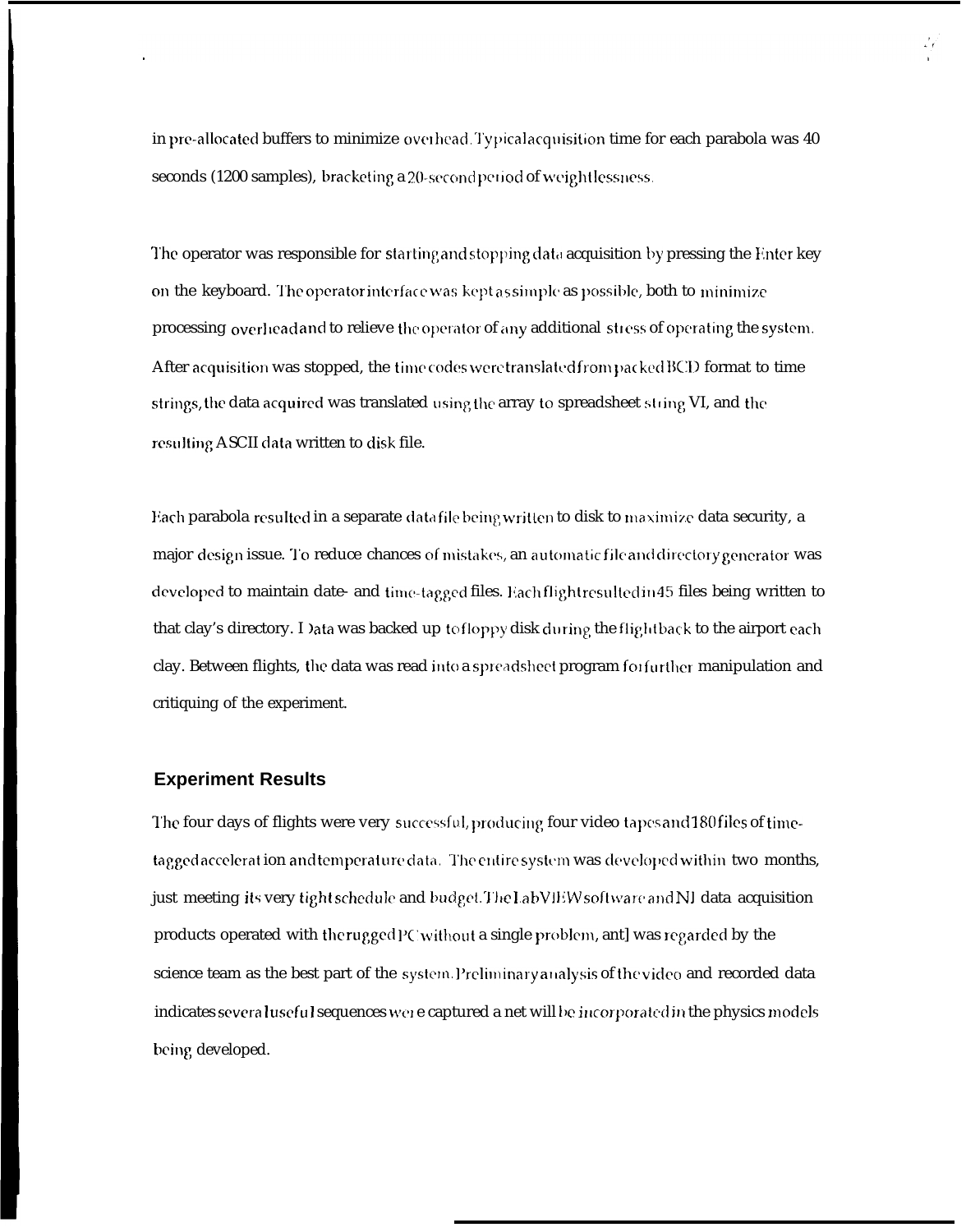in pre-allocated buffers to minimize overhead. Typical acquisition time for each parabola was 40 seconds (1200 samples), bracketing a 20-second period of weightlessness.

The operator was responsible for starting and stopping data acquisition by pressing the Enter key on the keyboard. The operator interface was kept as simple as possible, both to minimize processing overhead and to relieve the operator of any additional stress of operating the system. After acquisition was stopped, the time codes were translated from packed BCD format to time strings, the data acquired was translated using the array to spreadsheet string VI, and the resulting ASCII data written to disk file.

Each parabola resulted in a separate data file being written to disk to maximize data security, a major design issue. To reduce chances of mistakes, an automatic file and directory generator was developed to maintain date- and time-tagged files. Each flight resulted in 45 files being written to that day's directory. Data was backed up to floppy disk during the flight back to the airport each day. Between flights, the data was read into a spreadsheet program for further manipulation and critiquing of the experiment.

## Experiment Results

The four days of flights were very successful, producing four video tapes and 180 files of time-tagged acceleration and temperature data. The entire system was developed within two months, just meeting its very tight schedule and budget. The LabVIEW software and NI data acquisition products operated with the rugged PC without a single problem, and was regarded by the science team as the best part of the system. Preliminary analysis of the video and recorded data indicates several useful sequences were captured a net will be incorporated in the physics models being developed.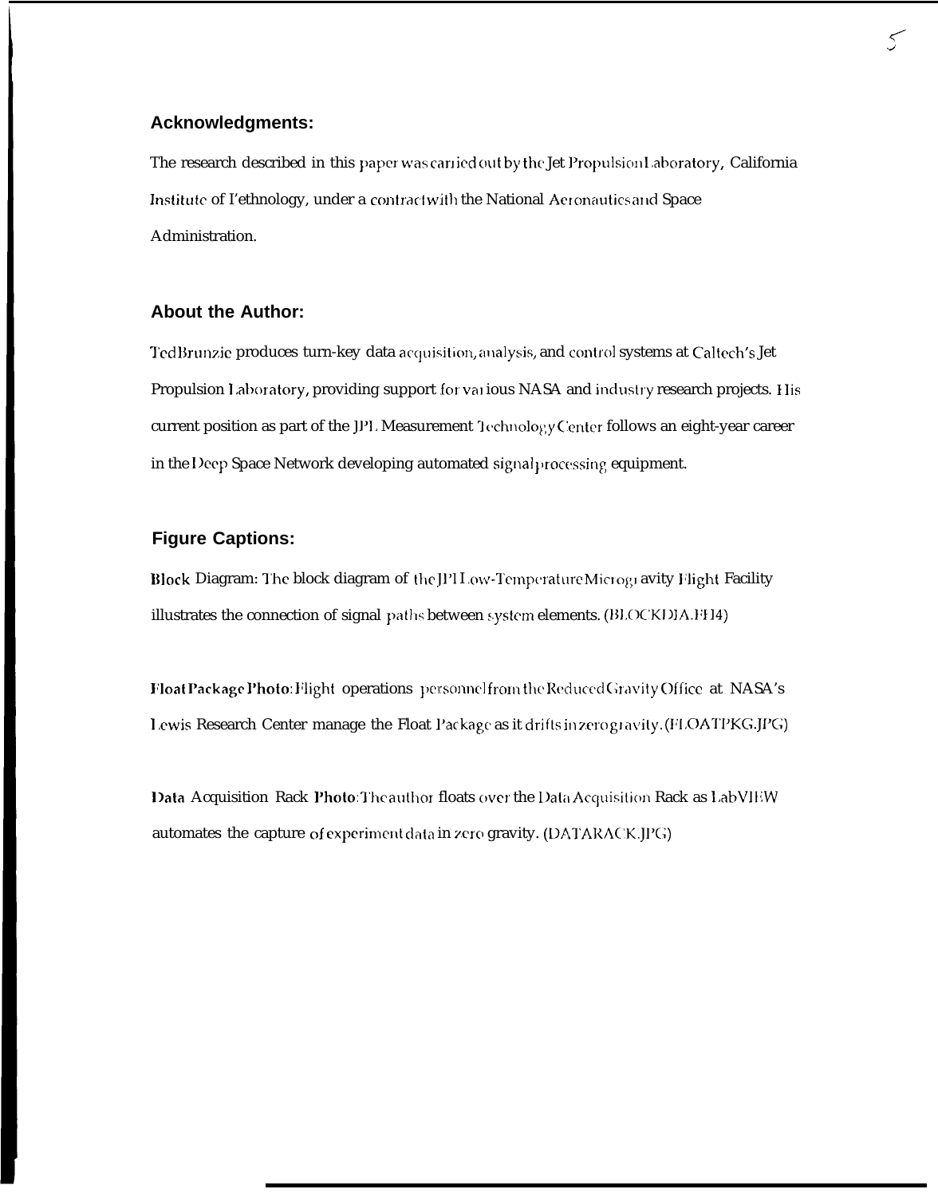## Acknowledgments:

The research described in this paper was carried out by the Jet Propulsion Laboratory, California Institute of I'ethnology, under a contract with the National Aeronautics and Space Administration.

## About the Author:

Ted Brunzie produces turn-key data acquisition, analysis, and control systems at Caltech's Jet Propulsion Laboratory, providing support for various NASA and industry research projects. His current position as part of the JPL Measurement Technology Center follows an eight-year career in the Deep Space Network developing automated signal processing equipment.

## Figure Captions:

**Block** Diagram: The block diagram of the JPL Low-Temperature Microgravity Flight Facility illustrates the connection of signal paths between system elements. (BLOCKDIA.FH4)

**Float Package Photo**: Flight operations personnel from the Reduced Gravity Office at NASA's Lewis Research Center manage the Float Package as it drifts in zero gravity. (FLOATPKG.JPG)

**Data** Acquisition Rack **Photo**: The author floats over the Data Acquisition Rack as LabVIEW automates the capture of experiment data in zero gravity. (DATARACK.JPG)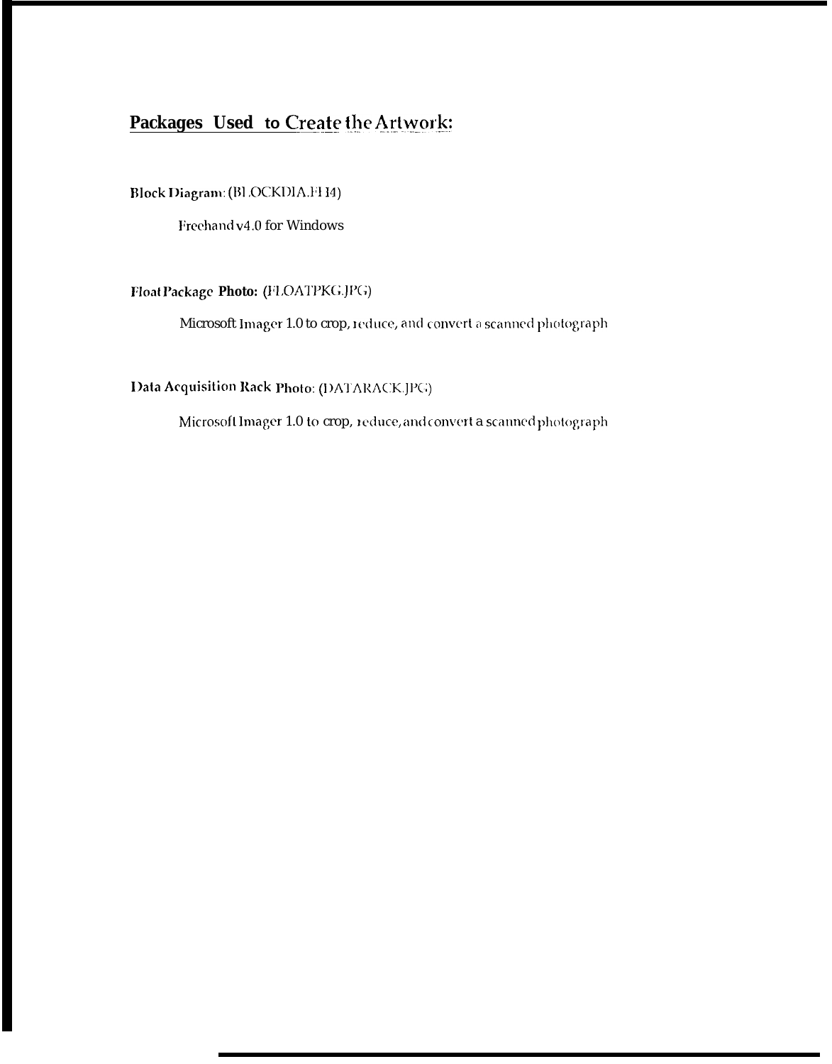## Packages Used to Create the Artwork:

**Block Diagram:** (BLOCKDIA.FH4)

Freehand v4.0 for Windows

**Float Package Photo:** (FLOATPKG.JPG)

Microsoft Imager 1.0 to crop, reduce, and convert a scanned photograph

**Data Acquisition Rack Photo:** (DATARACK.JPG)

Microsoft Imager 1.0 to crop, reduce, and convert a scanned photograph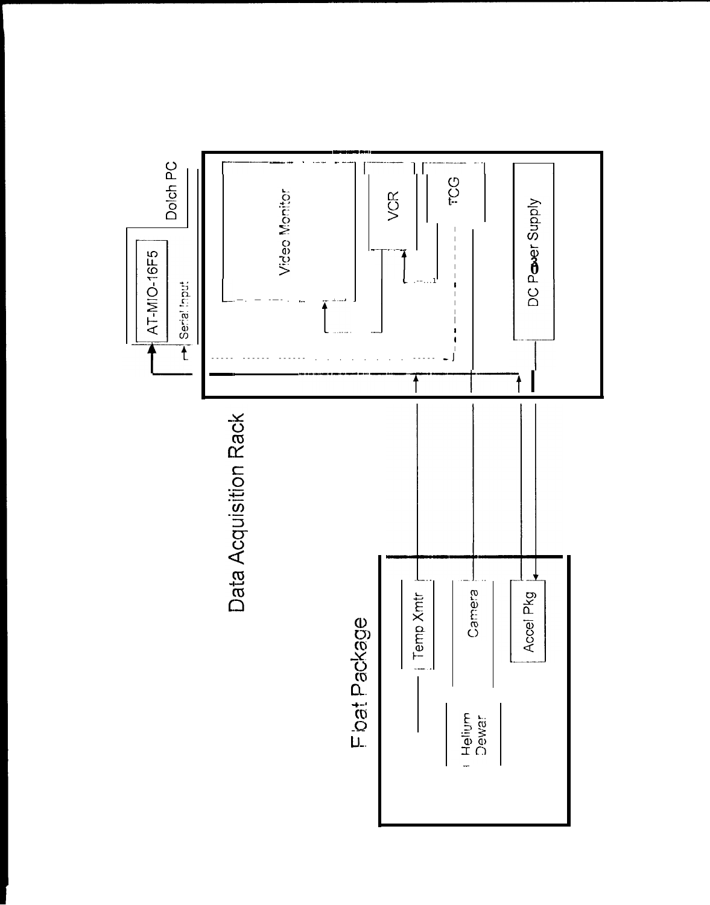Dolch PC

AT-MIO-16F5

Serial Input

Video Monitor

VCR

TCG

DC Power Supply

Data Acquisition Rack

Float Package

Temp Xmtr

Camera

Accel Pkg

Helium Dewar